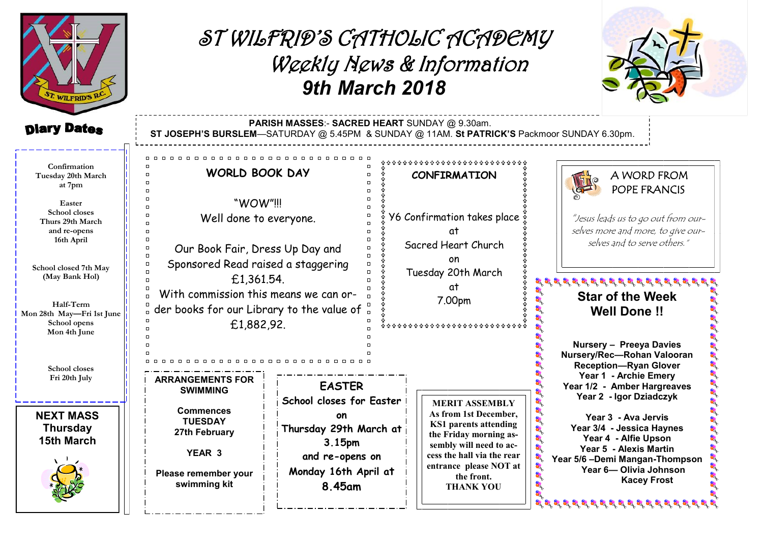# ST WILFRID'S CATHOLIC ACADEMY

## Weekly News & Information

## 9th March 2018

**PARISH MASSES**:- **SACRED HEART** SUNDAY @ 9.30am.
**ST JOSEPH'S BURSLEM**—SATURDAY @ 5.45PM & SUNDAY @ 11AM. **St PATRICK'S** Packmoor SUNDAY 6.30pm.

## Diary Dates

Confirmation
Tuesday 20th March
at 7pm

Easter
School closes
Thurs 29th March
and re-opens
16th April

School closed 7th May
(May Bank Hol)

Half-Term
Mon 28th May—Fri 1st June
School opens
Mon 4th June

School closes
Fri 20th July

**NEXT MASS**
**Thursday**
**15th March**

## WORLD BOOK DAY

"WOW"!!!
Well done to everyone.

Our Book Fair, Dress Up Day and Sponsored Read raised a staggering £1,361.54.
With commission this means we can order books for our Library to the value of £1,882,92.

## CONFIRMATION

Y6 Confirmation takes place
at
Sacred Heart Church
on
Tuesday 20th March
at
7.00pm

## A WORD FROM POPE FRANCIS

*"Jesus leads us to go out from ourselves more and more, to give ourselves and to serve others."*

## Star of the Week Well Done !!

**Nursery – Preeya Davies**
**Nursery/Rec—Rohan Valooran**
**Reception—Ryan Glover**
**Year 1 - Archie Emery**
**Year 1/2 - Amber Hargreaves**
**Year 2 - Igor Dziadczyk**

**Year 3 - Ava Jervis**
**Year 3/4 - Jessica Haynes**
**Year 4 - Alfie Upson**
**Year 5 - Alexis Martin**
**Year 5/6 –Demi Mangan-Thompson**
**Year 6— Olivia Johnson**
**Kacey Frost**

## ARRANGEMENTS FOR SWIMMING

**Commences**
**TUESDAY**
**27th February**

**YEAR 3**

**Please remember your swimming kit**

## EASTER

**School closes for Easter on Thursday 29th March at 3.15pm and re-opens on Monday 16th April at 8.45am**

**MERIT ASSEMBLY**
**As from 1st December, KS1 parents attending the Friday morning assembly will need to access the hall via the rear entrance please NOT at the front.**
**THANK YOU**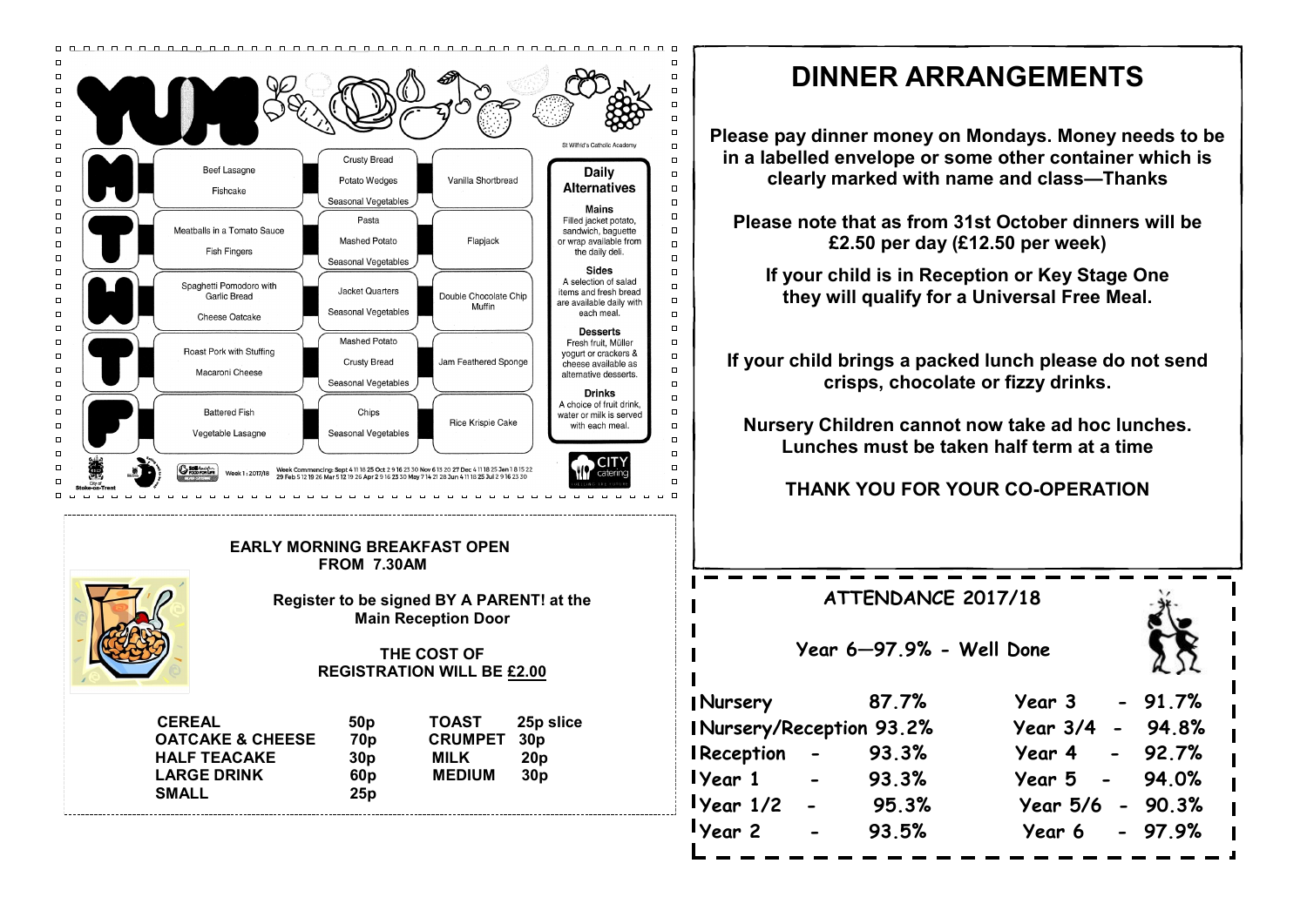YUM

St Wilfrid's Catholic Academy

| | | | |
|---|---|---|---|
| M | Beef Lasagne<br>Fishcake | Crusty Bread<br>Potato Wedges<br>Seasonal Vegetables | Vanilla Shortbread |
| T | Meatballs in a Tomato Sauce<br>Fish Fingers | Pasta<br>Mashed Potato<br>Seasonal Vegetables | Flapjack |
| W | Spaghetti Pomodoro with Garlic Bread<br>Cheese Oatcake | Jacket Quarters<br>Seasonal Vegetables | Double Chocolate Chip Muffin |
| T | Roast Pork with Stuffing<br>Macaroni Cheese | Mashed Potato<br>Crusty Bread<br>Seasonal Vegetables | Jam Feathered Sponge |
| F | Battered Fish<br>Vegetable Lasagne | Chips<br>Seasonal Vegetables | Rice Krispie Cake |

**Daily Alternatives**

**Mains**
Filled jacket potato, sandwich, baguette or wrap available from the daily deli.

**Sides**
A selection of salad items and fresh bread are available daily with each meal.

**Desserts**
Fresh fruit, Müller yogurt or crackers & cheese available as alternative desserts.

**Drinks**
A choice of fruit drink, water or milk is served with each meal.

Week 1 : 2017/18 Week Commencing: Sept 4 11 18 25 Oct 2 9 16 23 30 Nov 6 13 20 27 Dec 4 11 18 25 Jan 1 8 15 22 29 Feb 5 12 19 26 Mar 5 12 19 26 Apr 2 9 16 23 30 May 7 14 21 28 Jun 4 11 18 25 Jul 2 9 16 23 30

City of Stoke-on-Trent — CITY catering

# DINNER ARRANGEMENTS

**Please pay dinner money on Mondays. Money needs to be in a labelled envelope or some other container which is clearly marked with name and class—Thanks**

**Please note that as from 31st October dinners will be £2.50 per day (£12.50 per week)**

**If your child is in Reception or Key Stage One they will qualify for a Universal Free Meal.**

**If your child brings a packed lunch please do not send crisps, chocolate or fizzy drinks.**

**Nursery Children cannot now take ad hoc lunches. Lunches must be taken half term at a time**

**THANK YOU FOR YOUR CO-OPERATION**

**EARLY MORNING BREAKFAST OPEN FROM 7.30AM**

**Register to be signed BY A PARENT! at the Main Reception Door**

**THE COST OF REGISTRATION WILL BE £2.00**

| | | | |
|---|---|---|---|
| **CEREAL** | **50p** | **TOAST** | **25p slice** |
| **OATCAKE & CHEESE** | **70p** | **CRUMPET** | **30p** |
| **HALF TEACAKE** | **30p** | **MILK** | **20p** |
| **LARGE DRINK** | **60p** | **MEDIUM** | **30p** |
| **SMALL** | **25p** | | |

## ATTENDANCE 2017/18

**Year 6—97.9% - Well Done**

| | | | |
|---|---|---|---|
| Nursery | 87.7% | Year 3 | 91.7% |
| Nursery/Reception | 93.2% | Year 3/4 | 94.8% |
| Reception | 93.3% | Year 4 | 92.7% |
| Year 1 | 93.3% | Year 5 | 94.0% |
| Year 1/2 | 95.3% | Year 5/6 | 90.3% |
| Year 2 | 93.5% | Year 6 | 97.9% |